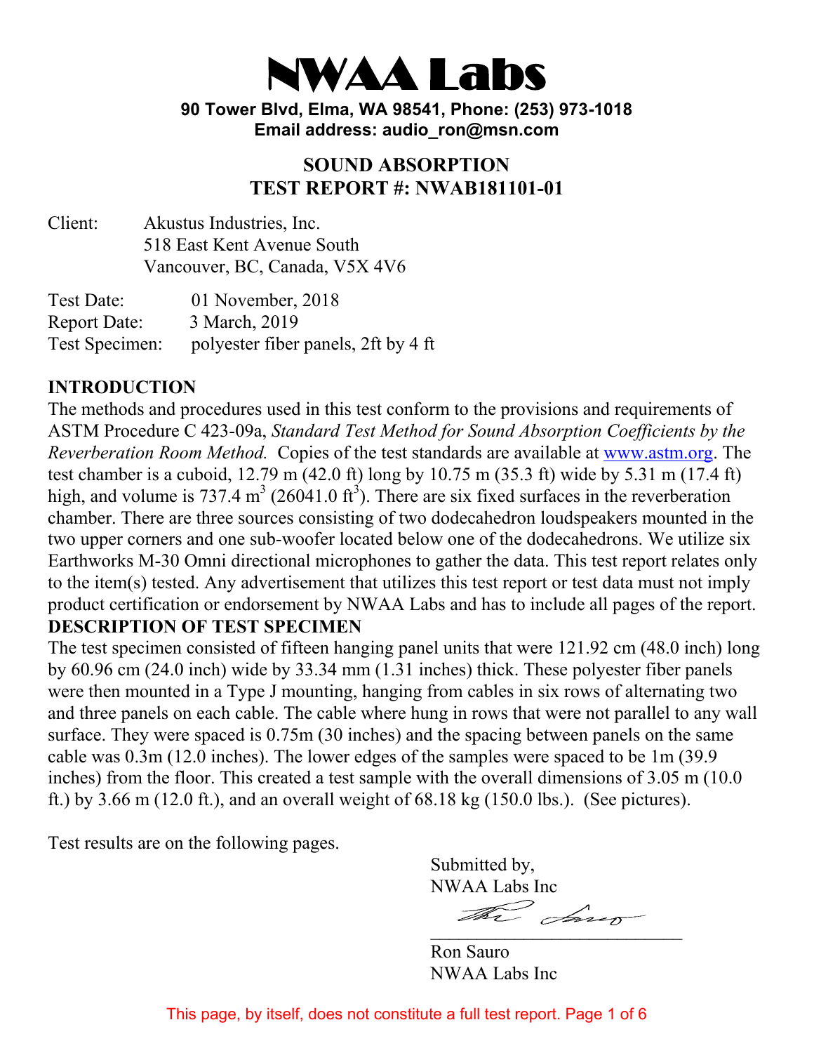# NWAA Labs

**90 Tower Blvd, Elma, WA 98541, Phone: (253) 973-1018**
**Email address: audio_ron@msn.com**

## SOUND ABSORPTION
## TEST REPORT #: NWAB181101-01

Client: Akustus Industries, Inc.
518 East Kent Avenue South
Vancouver, BC, Canada, V5X 4V6

Test Date: 01 November, 2018
Report Date: 3 March, 2019
Test Specimen: polyester fiber panels, 2ft by 4 ft

### INTRODUCTION

The methods and procedures used in this test conform to the provisions and requirements of ASTM Procedure C 423-09a, *Standard Test Method for Sound Absorption Coefficients by the Reverberation Room Method.* Copies of the test standards are available at www.astm.org. The test chamber is a cuboid, 12.79 m (42.0 ft) long by 10.75 m (35.3 ft) wide by 5.31 m (17.4 ft) high, and volume is 737.4 $m^3$ (26041.0 $ft^3$). There are six fixed surfaces in the reverberation chamber. There are three sources consisting of two dodecahedron loudspeakers mounted in the two upper corners and one sub-woofer located below one of the dodecahedrons. We utilize six Earthworks M-30 Omni directional microphones to gather the data. This test report relates only to the item(s) tested. Any advertisement that utilizes this test report or test data must not imply product certification or endorsement by NWAA Labs and has to include all pages of the report.

### DESCRIPTION OF TEST SPECIMEN

The test specimen consisted of fifteen hanging panel units that were 121.92 cm (48.0 inch) long by 60.96 cm (24.0 inch) wide by 33.34 mm (1.31 inches) thick. These polyester fiber panels were then mounted in a Type J mounting, hanging from cables in six rows of alternating two and three panels on each cable. The cable where hung in rows that were not parallel to any wall surface. They were spaced is 0.75m (30 inches) and the spacing between panels on the same cable was 0.3m (12.0 inches). The lower edges of the samples were spaced to be 1m (39.9 inches) from the floor. This created a test sample with the overall dimensions of 3.05 m (10.0 ft.) by 3.66 m (12.0 ft.), and an overall weight of 68.18 kg (150.0 lbs.). (See pictures).

Test results are on the following pages.

Submitted by,
NWAA Labs Inc

Ron Sauro
NWAA Labs Inc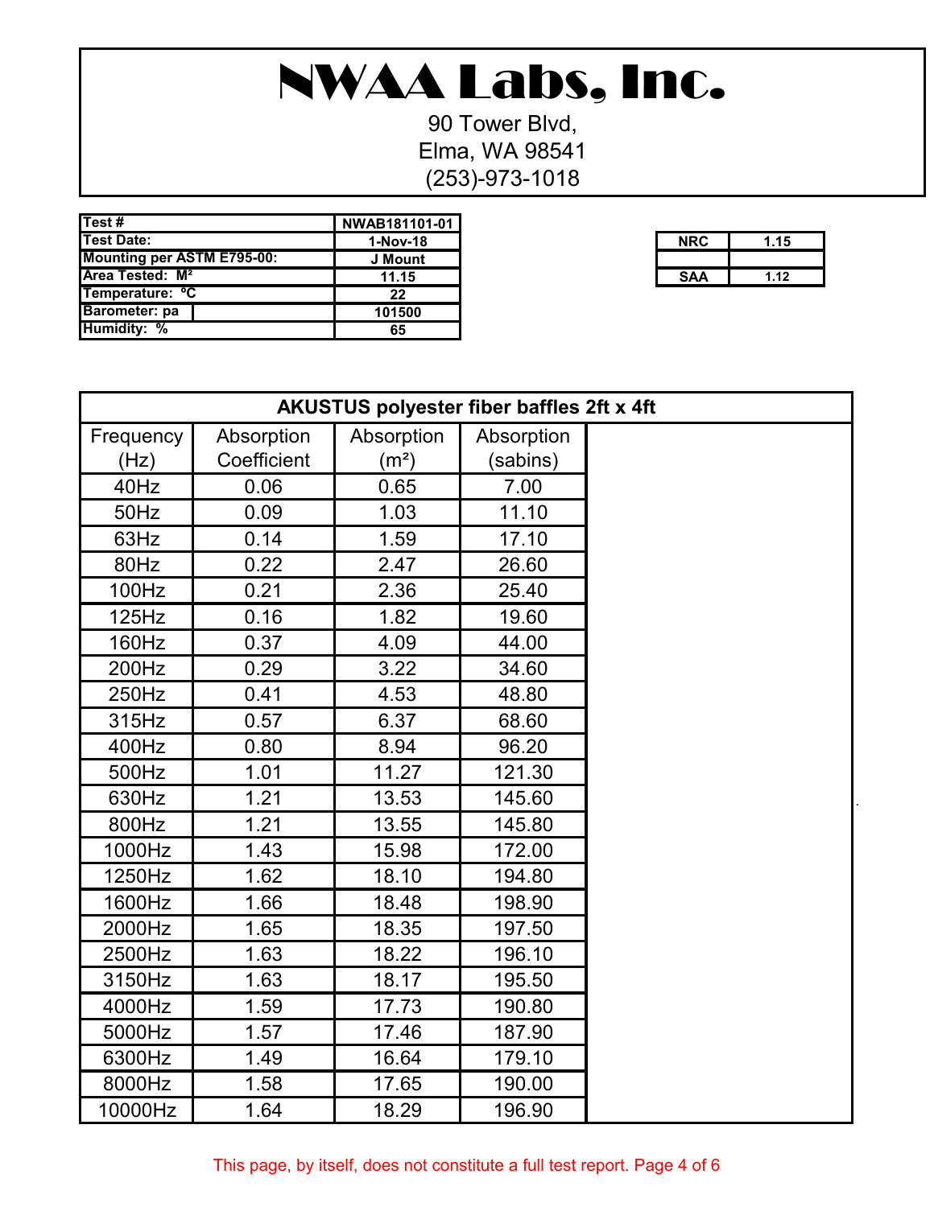# NWAA Labs, Inc.

90 Tower Blvd,
Elma, WA 98541
(253)-973-1018

| Test # | NWAB181101-01 |
|---|---|
| Test Date: | 1-Nov-18 |
| Mounting per ASTM E795-00: | J Mount |
| Area Tested: M² | 11.15 |
| Temperature: °C | 22 |
| Barometer: pa | 101500 |
| Humidity: % | 65 |

| NRC | 1.15 |
|---|---|
| | |
| SAA | 1.12 |

| AKUSTUS polyester fiber baffles 2ft x 4ft | | | |
|---|---|---|---|
| Frequency (Hz) | Absorption Coefficient | Absorption (m²) | Absorption (sabins) |
| 40Hz | 0.06 | 0.65 | 7.00 |
| 50Hz | 0.09 | 1.03 | 11.10 |
| 63Hz | 0.14 | 1.59 | 17.10 |
| 80Hz | 0.22 | 2.47 | 26.60 |
| 100Hz | 0.21 | 2.36 | 25.40 |
| 125Hz | 0.16 | 1.82 | 19.60 |
| 160Hz | 0.37 | 4.09 | 44.00 |
| 200Hz | 0.29 | 3.22 | 34.60 |
| 250Hz | 0.41 | 4.53 | 48.80 |
| 315Hz | 0.57 | 6.37 | 68.60 |
| 400Hz | 0.80 | 8.94 | 96.20 |
| 500Hz | 1.01 | 11.27 | 121.30 |
| 630Hz | 1.21 | 13.53 | 145.60 |
| 800Hz | 1.21 | 13.55 | 145.80 |
| 1000Hz | 1.43 | 15.98 | 172.00 |
| 1250Hz | 1.62 | 18.10 | 194.80 |
| 1600Hz | 1.66 | 18.48 | 198.90 |
| 2000Hz | 1.65 | 18.35 | 197.50 |
| 2500Hz | 1.63 | 18.22 | 196.10 |
| 3150Hz | 1.63 | 18.17 | 195.50 |
| 4000Hz | 1.59 | 17.73 | 190.80 |
| 5000Hz | 1.57 | 17.46 | 187.90 |
| 6300Hz | 1.49 | 16.64 | 179.10 |
| 8000Hz | 1.58 | 17.65 | 190.00 |
| 10000Hz | 1.64 | 18.29 | 196.90 |

This page, by itself, does not constitute a full test report.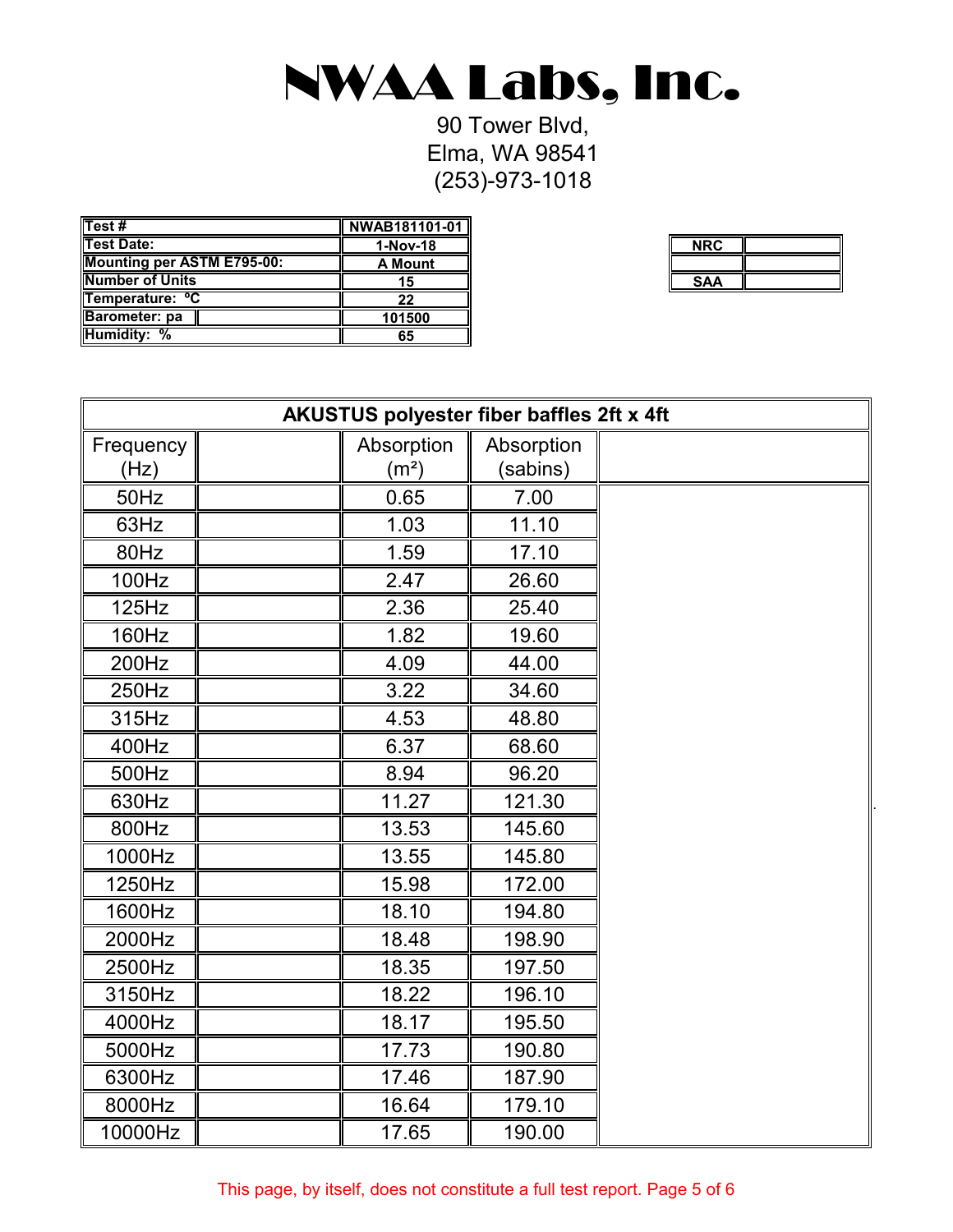# NWAA Labs, Inc.

90 Tower Blvd,
Elma, WA 98541
(253)-973-1018

| Test # | NWAB181101-01 |
|---|---|
| Test Date: | 1-Nov-18 |
| Mounting per ASTM E795-00: | A Mount |
| Number of Units | 15 |
| Temperature: °C | 22 |
| Barometer: pa | 101500 |
| Humidity: % | 65 |

| NRC | |
|---|---|
| | |
| SAA | |

| AKUSTUS polyester fiber baffles 2ft x 4ft | | | | |
|---|---|---|---|---|
| Frequency (Hz) | | Absorption ($m^2$) | Absorption (sabins) | |
| 50Hz | | 0.65 | 7.00 | |
| 63Hz | | 1.03 | 11.10 | |
| 80Hz | | 1.59 | 17.10 | |
| 100Hz | | 2.47 | 26.60 | |
| 125Hz | | 2.36 | 25.40 | |
| 160Hz | | 1.82 | 19.60 | |
| 200Hz | | 4.09 | 44.00 | |
| 250Hz | | 3.22 | 34.60 | |
| 315Hz | | 4.53 | 48.80 | |
| 400Hz | | 6.37 | 68.60 | |
| 500Hz | | 8.94 | 96.20 | |
| 630Hz | | 11.27 | 121.30 | |
| 800Hz | | 13.53 | 145.60 | |
| 1000Hz | | 13.55 | 145.80 | |
| 1250Hz | | 15.98 | 172.00 | |
| 1600Hz | | 18.10 | 194.80 | |
| 2000Hz | | 18.48 | 198.90 | |
| 2500Hz | | 18.35 | 197.50 | |
| 3150Hz | | 18.22 | 196.10 | |
| 4000Hz | | 18.17 | 195.50 | |
| 5000Hz | | 17.73 | 190.80 | |
| 6300Hz | | 17.46 | 187.90 | |
| 8000Hz | | 16.64 | 179.10 | |
| 10000Hz | | 17.65 | 190.00 | |

This page, by itself, does not constitute a full test report.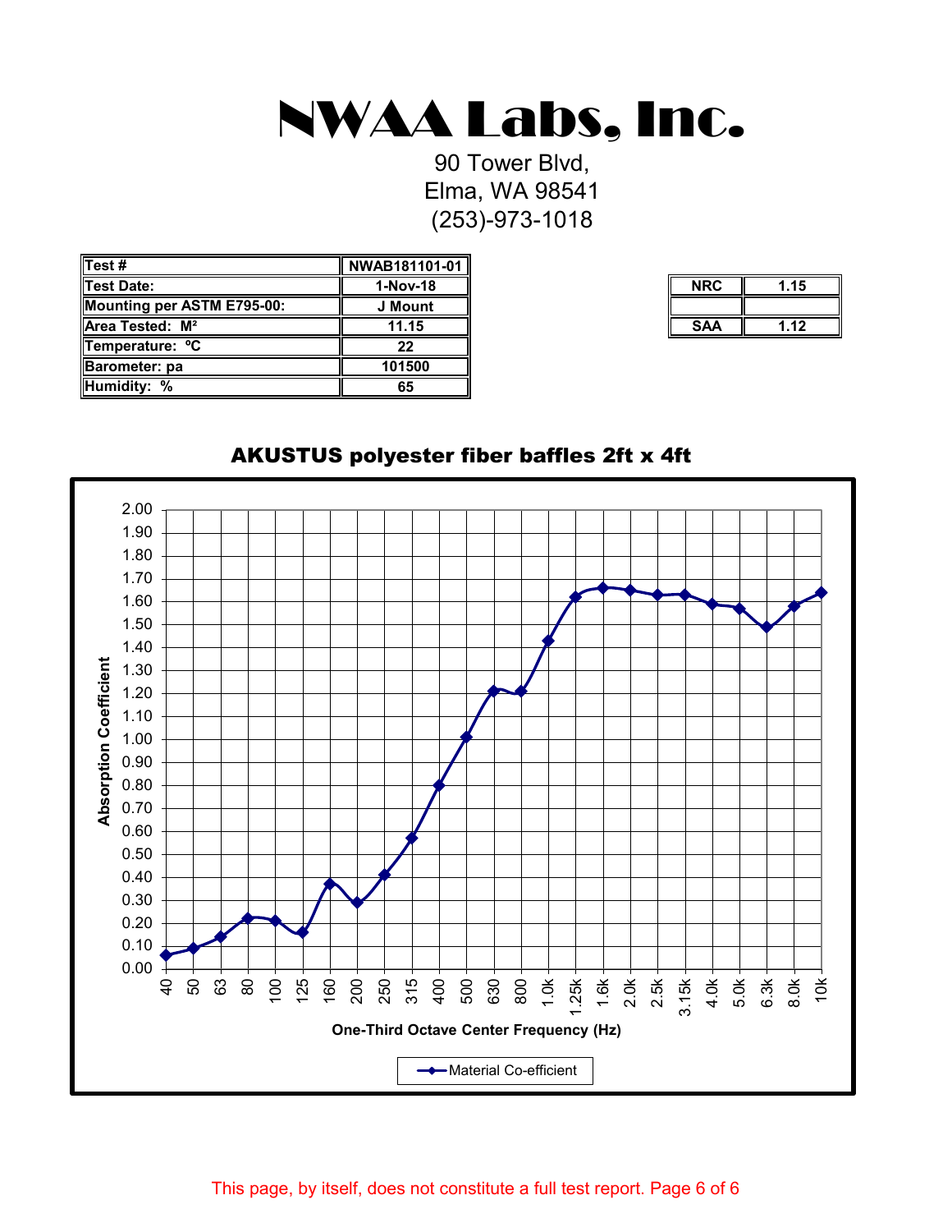# NWAA Labs, Inc.

90 Tower Blvd,
Elma, WA 98541
(253)-973-1018

| | |
|---|---|
| Test # | NWAB181101-01 |
| Test Date: | 1-Nov-18 |
| Mounting per ASTM E795-00: | J Mount |
| Area Tested: M² | 11.15 |
| Temperature: °C | 22 |
| Barometer: pa | 101500 |
| Humidity: % | 65 |

| | |
|---|---|
| NRC | 1.15 |
| | |
| SAA | 1.12 |

## AKUSTUS polyester fiber baffles 2ft x 4ft

Absorption Coefficient

2.00
1.90
1.80
1.70
1.60
1.50
1.40
1.30
1.20
1.10
1.00
0.90
0.80
0.70
0.60
0.50
0.40
0.30
0.20
0.10
0.00

40 50 63 80 100 125 160 200 250 315 400 500 630 800 1.0k 1.25k 1.6k 2.0k 2.5k 3.15k 4.0k 5.0k 6.3k 8.0k 10k

One-Third Octave Center Frequency (Hz)

Material Co-efficient

This page, by itself, does not constitute a full test report.